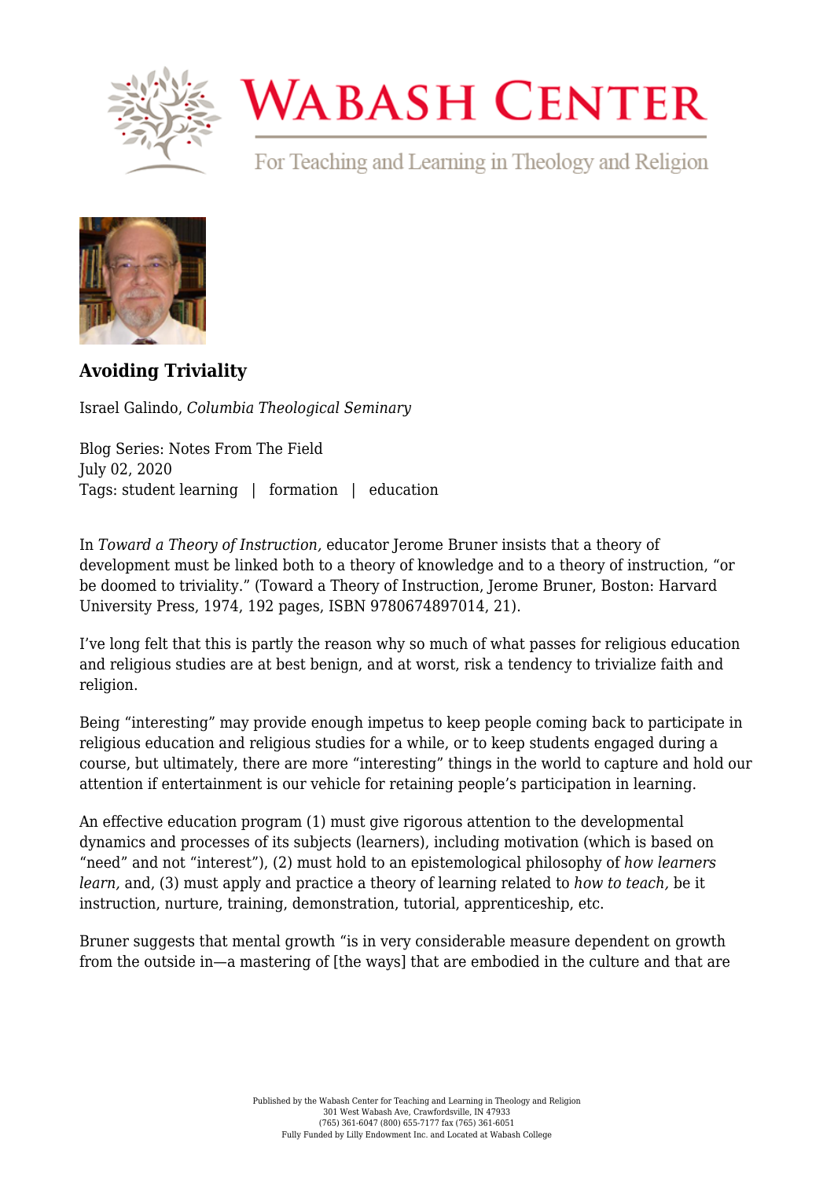# WABASH CENTER

For Teaching and Learning in Theology and Religion

## Avoiding Triviality

Israel Galindo, *Columbia Theological Seminary*

Blog Series: Notes From The Field
July 02, 2020
Tags: student learning | formation | education

In *Toward a Theory of Instruction,* educator Jerome Bruner insists that a theory of development must be linked both to a theory of knowledge and to a theory of instruction, "or be doomed to triviality." (Toward a Theory of Instruction, Jerome Bruner, Boston: Harvard University Press, 1974, 192 pages, ISBN 9780674897014, 21).

I've long felt that this is partly the reason why so much of what passes for religious education and religious studies are at best benign, and at worst, risk a tendency to trivialize faith and religion.

Being "interesting" may provide enough impetus to keep people coming back to participate in religious education and religious studies for a while, or to keep students engaged during a course, but ultimately, there are more "interesting" things in the world to capture and hold our attention if entertainment is our vehicle for retaining people's participation in learning.

An effective education program (1) must give rigorous attention to the developmental dynamics and processes of its subjects (learners), including motivation (which is based on "need" and not "interest"), (2) must hold to an epistemological philosophy of *how learners learn,* and, (3) must apply and practice a theory of learning related to *how to teach,* be it instruction, nurture, training, demonstration, tutorial, apprenticeship, etc.

Bruner suggests that mental growth "is in very considerable measure dependent on growth from the outside in—a mastering of [the ways] that are embodied in the culture and that are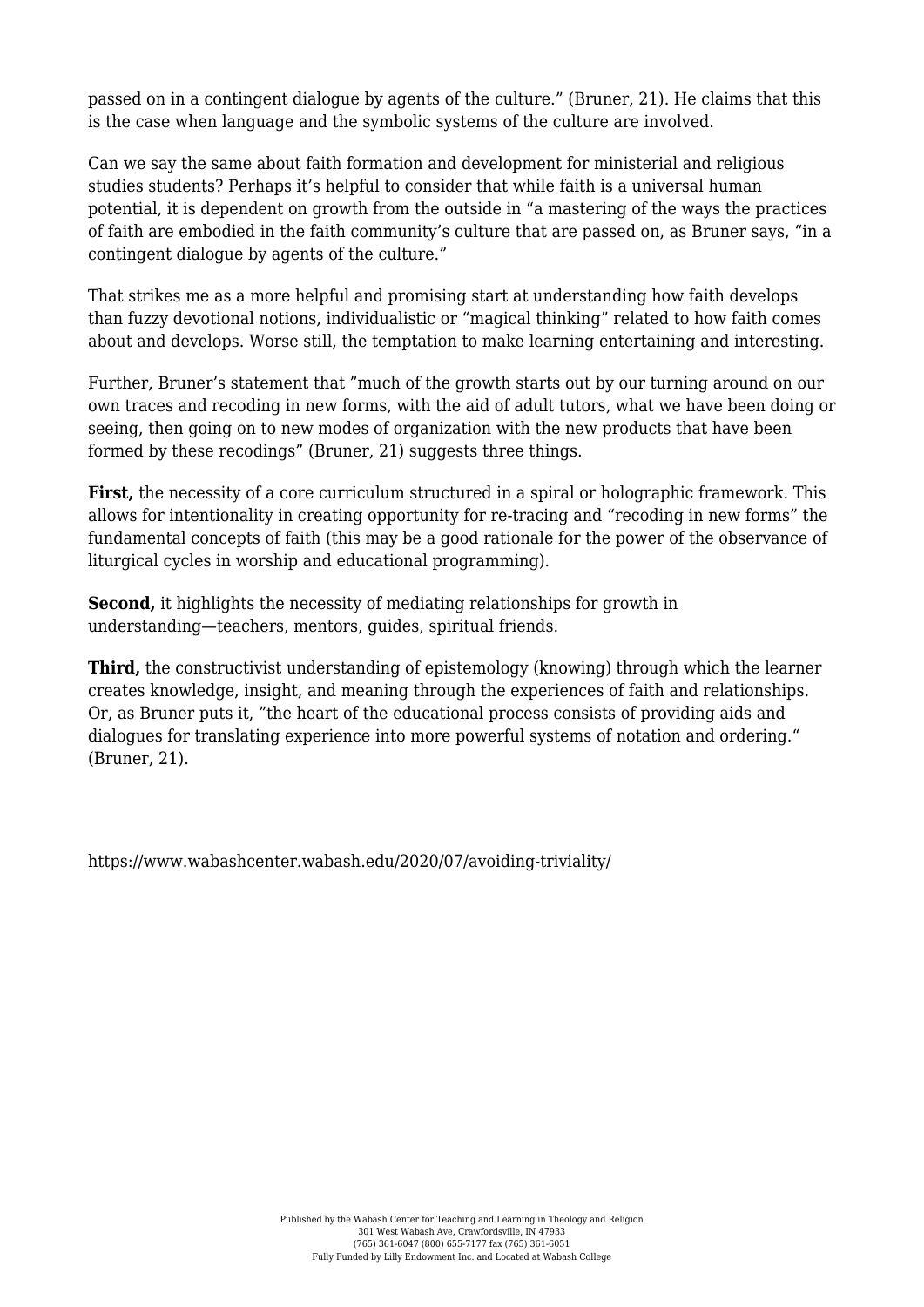passed on in a contingent dialogue by agents of the culture." (Bruner, 21). He claims that this is the case when language and the symbolic systems of the culture are involved.

Can we say the same about faith formation and development for ministerial and religious studies students? Perhaps it's helpful to consider that while faith is a universal human potential, it is dependent on growth from the outside in "a mastering of the ways the practices of faith are embodied in the faith community's culture that are passed on, as Bruner says, "in a contingent dialogue by agents of the culture."

That strikes me as a more helpful and promising start at understanding how faith develops than fuzzy devotional notions, individualistic or "magical thinking" related to how faith comes about and develops. Worse still, the temptation to make learning entertaining and interesting.

Further, Bruner's statement that "much of the growth starts out by our turning around on our own traces and recoding in new forms, with the aid of adult tutors, what we have been doing or seeing, then going on to new modes of organization with the new products that have been formed by these recodings" (Bruner, 21) suggests three things.

**First,** the necessity of a core curriculum structured in a spiral or holographic framework. This allows for intentionality in creating opportunity for re-tracing and "recoding in new forms" the fundamental concepts of faith (this may be a good rationale for the power of the observance of liturgical cycles in worship and educational programming).

**Second,** it highlights the necessity of mediating relationships for growth in understanding—teachers, mentors, guides, spiritual friends.

**Third,** the constructivist understanding of epistemology (knowing) through which the learner creates knowledge, insight, and meaning through the experiences of faith and relationships. Or, as Bruner puts it, "the heart of the educational process consists of providing aids and dialogues for translating experience into more powerful systems of notation and ordering." (Bruner, 21).

https://www.wabashcenter.wabash.edu/2020/07/avoiding-triviality/

Published by the Wabash Center for Teaching and Learning in Theology and Religion
301 West Wabash Ave, Crawfordsville, IN 47933
(765) 361-6047 (800) 655-7177 fax (765) 361-6051
Fully Funded by Lilly Endowment Inc. and Located at Wabash College